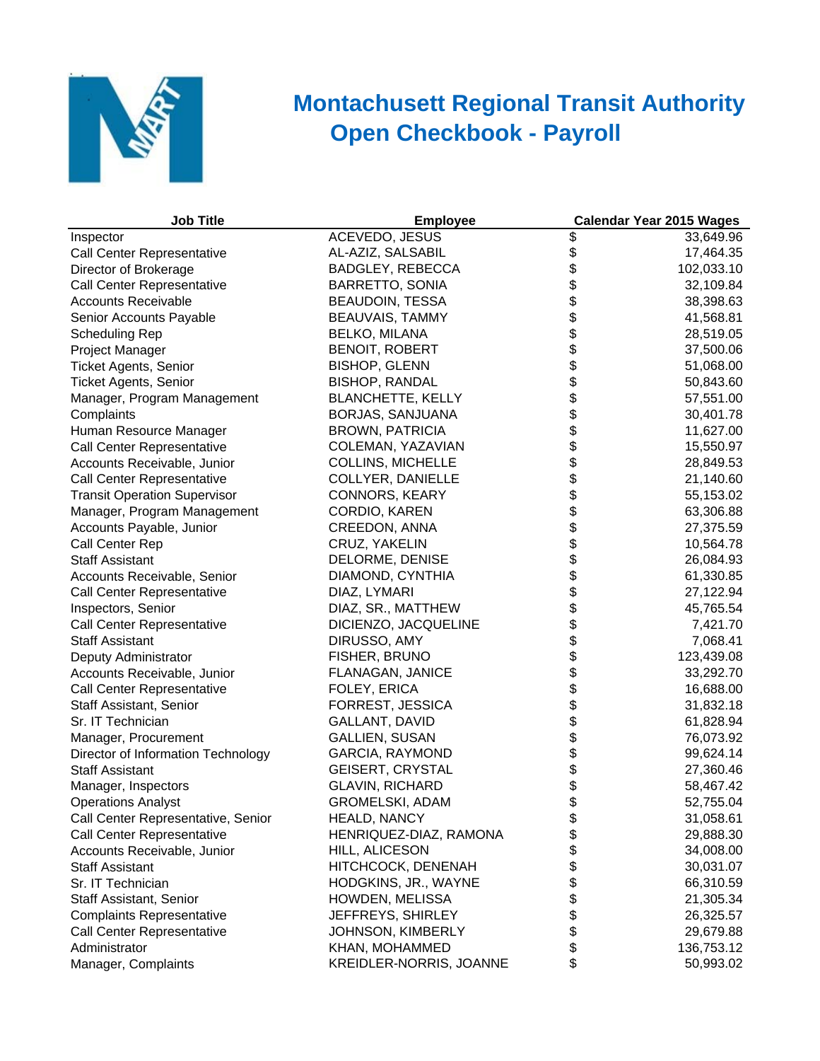# Montachusett Regional Transit Authority
## Open Checkbook - Payroll

| Job Title | Employee | Calendar Year 2015 Wages |
|---|---|---|
| Inspector | ACEVEDO, JESUS | $ 33,649.96 |
| Call Center Representative | AL-AZIZ, SALSABIL | $ 17,464.35 |
| Director of Brokerage | BADGLEY, REBECCA | $ 102,033.10 |
| Call Center Representative | BARRETTO, SONIA | $ 32,109.84 |
| Accounts Receivable | BEAUDOIN, TESSA | $ 38,398.63 |
| Senior Accounts Payable | BEAUVAIS, TAMMY | $ 41,568.81 |
| Scheduling Rep | BELKO, MILANA | $ 28,519.05 |
| Project Manager | BENOIT, ROBERT | $ 37,500.06 |
| Ticket Agents, Senior | BISHOP, GLENN | $ 51,068.00 |
| Ticket Agents, Senior | BISHOP, RANDAL | $ 50,843.60 |
| Manager, Program Management | BLANCHETTE, KELLY | $ 57,551.00 |
| Complaints | BORJAS, SANJUANA | $ 30,401.78 |
| Human Resource Manager | BROWN, PATRICIA | $ 11,627.00 |
| Call Center Representative | COLEMAN, YAZAVIAN | $ 15,550.97 |
| Accounts Receivable, Junior | COLLINS, MICHELLE | $ 28,849.53 |
| Call Center Representative | COLLYER, DANIELLE | $ 21,140.60 |
| Transit Operation Supervisor | CONNORS, KEARY | $ 55,153.02 |
| Manager, Program Management | CORDIO, KAREN | $ 63,306.88 |
| Accounts Payable, Junior | CREEDON, ANNA | $ 27,375.59 |
| Call Center Rep | CRUZ, YAKELIN | $ 10,564.78 |
| Staff Assistant | DELORME, DENISE | $ 26,084.93 |
| Accounts Receivable, Senior | DIAMOND, CYNTHIA | $ 61,330.85 |
| Call Center Representative | DIAZ, LYMARI | $ 27,122.94 |
| Inspectors, Senior | DIAZ, SR., MATTHEW | $ 45,765.54 |
| Call Center Representative | DICIENZO, JACQUELINE | $ 7,421.70 |
| Staff Assistant | DIRUSSO, AMY | $ 7,068.41 |
| Deputy Administrator | FISHER, BRUNO | $ 123,439.08 |
| Accounts Receivable, Junior | FLANAGAN, JANICE | $ 33,292.70 |
| Call Center Representative | FOLEY, ERICA | $ 16,688.00 |
| Staff Assistant, Senior | FORREST, JESSICA | $ 31,832.18 |
| Sr. IT Technician | GALLANT, DAVID | $ 61,828.94 |
| Manager, Procurement | GALLIEN, SUSAN | $ 76,073.92 |
| Director of Information Technology | GARCIA, RAYMOND | $ 99,624.14 |
| Staff Assistant | GEISERT, CRYSTAL | $ 27,360.46 |
| Manager, Inspectors | GLAVIN, RICHARD | $ 58,467.42 |
| Operations Analyst | GROMELSKI, ADAM | $ 52,755.04 |
| Call Center Representative, Senior | HEALD, NANCY | $ 31,058.61 |
| Call Center Representative | HENRIQUEZ-DIAZ, RAMONA | $ 29,888.30 |
| Accounts Receivable, Junior | HILL, ALICESON | $ 34,008.00 |
| Staff Assistant | HITCHCOCK, DENENAH | $ 30,031.07 |
| Sr. IT Technician | HODGKINS, JR., WAYNE | $ 66,310.59 |
| Staff Assistant, Senior | HOWDEN, MELISSA | $ 21,305.34 |
| Complaints Representative | JEFFREYS, SHIRLEY | $ 26,325.57 |
| Call Center Representative | JOHNSON, KIMBERLY | $ 29,679.88 |
| Administrator | KHAN, MOHAMMED | $ 136,753.12 |
| Manager, Complaints | KREIDLER-NORRIS, JOANNE | $ 50,993.02 |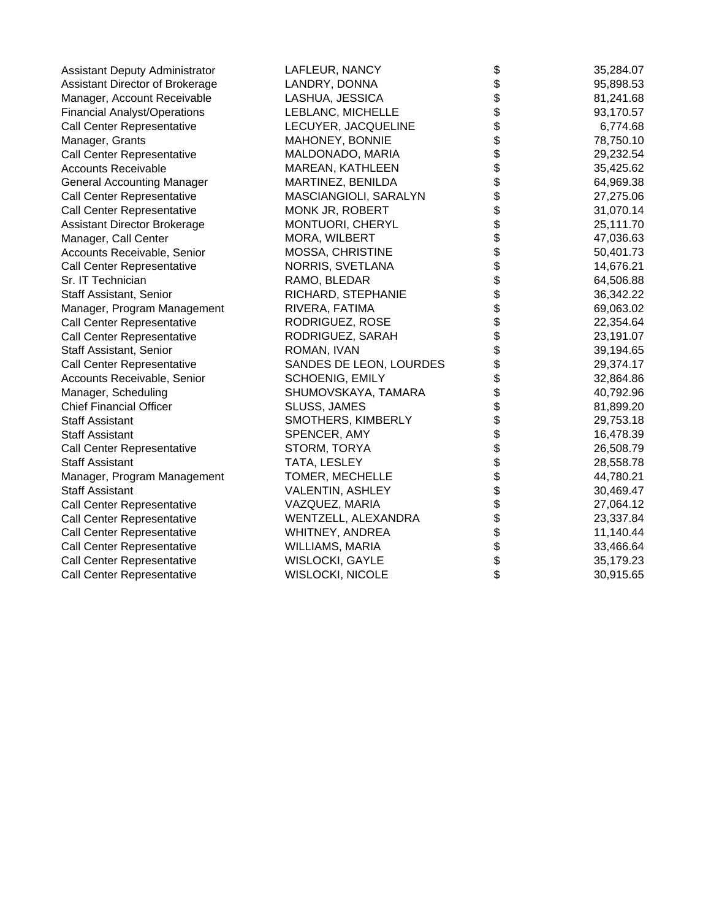| | | | |
|---|---|---|---|
| Assistant Deputy Administrator | LAFLEUR, NANCY | $ | 35,284.07 |
| Assistant Director of Brokerage | LANDRY, DONNA | $ | 95,898.53 |
| Manager, Account Receivable | LASHUA, JESSICA | $ | 81,241.68 |
| Financial Analyst/Operations | LEBLANC, MICHELLE | $ | 93,170.57 |
| Call Center Representative | LECUYER, JACQUELINE | $ | 6,774.68 |
| Manager, Grants | MAHONEY, BONNIE | $ | 78,750.10 |
| Call Center Representative | MALDONADO, MARIA | $ | 29,232.54 |
| Accounts Receivable | MAREAN, KATHLEEN | $ | 35,425.62 |
| General Accounting Manager | MARTINEZ, BENILDA | $ | 64,969.38 |
| Call Center Representative | MASCIANGIOLI, SARALYN | $ | 27,275.06 |
| Call Center Representative | MONK JR, ROBERT | $ | 31,070.14 |
| Assistant Director Brokerage | MONTUORI, CHERYL | $ | 25,111.70 |
| Manager, Call Center | MORA, WILBERT | $ | 47,036.63 |
| Accounts Receivable, Senior | MOSSA, CHRISTINE | $ | 50,401.73 |
| Call Center Representative | NORRIS, SVETLANA | $ | 14,676.21 |
| Sr. IT Technician | RAMO, BLEDAR | $ | 64,506.88 |
| Staff Assistant, Senior | RICHARD, STEPHANIE | $ | 36,342.22 |
| Manager, Program Management | RIVERA, FATIMA | $ | 69,063.02 |
| Call Center Representative | RODRIGUEZ, ROSE | $ | 22,354.64 |
| Call Center Representative | RODRIGUEZ, SARAH | $ | 23,191.07 |
| Staff Assistant, Senior | ROMAN, IVAN | $ | 39,194.65 |
| Call Center Representative | SANDES DE LEON, LOURDES | $ | 29,374.17 |
| Accounts Receivable, Senior | SCHOENIG, EMILY | $ | 32,864.86 |
| Manager, Scheduling | SHUMOVSKAYA, TAMARA | $ | 40,792.96 |
| Chief Financial Officer | SLUSS, JAMES | $ | 81,899.20 |
| Staff Assistant | SMOTHERS, KIMBERLY | $ | 29,753.18 |
| Staff Assistant | SPENCER, AMY | $ | 16,478.39 |
| Call Center Representative | STORM, TORYA | $ | 26,508.79 |
| Staff Assistant | TATA, LESLEY | $ | 28,558.78 |
| Manager, Program Management | TOMER, MECHELLE | $ | 44,780.21 |
| Staff Assistant | VALENTIN, ASHLEY | $ | 30,469.47 |
| Call Center Representative | VAZQUEZ, MARIA | $ | 27,064.12 |
| Call Center Representative | WENTZELL, ALEXANDRA | $ | 23,337.84 |
| Call Center Representative | WHITNEY, ANDREA | $ | 11,140.44 |
| Call Center Representative | WILLIAMS, MARIA | $ | 33,466.64 |
| Call Center Representative | WISLOCKI, GAYLE | $ | 35,179.23 |
| Call Center Representative | WISLOCKI, NICOLE | $ | 30,915.65 |